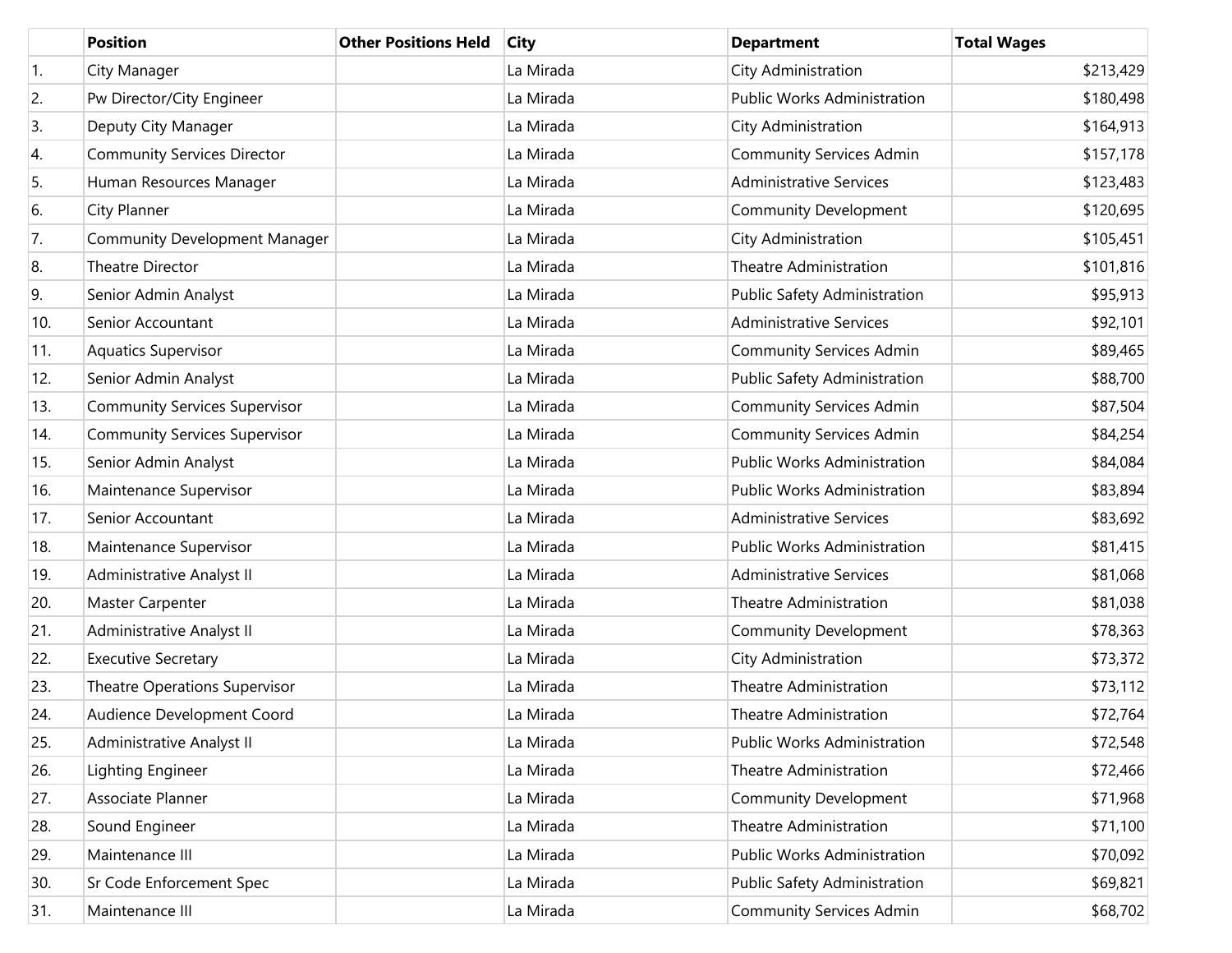|  | Position | Other Positions Held | City | Department | Total Wages |
|---|---|---|---|---|---|
| 1. | City Manager |  | La Mirada | City Administration | $213,429 |
| 2. | Pw Director/City Engineer |  | La Mirada | Public Works Administration | $180,498 |
| 3. | Deputy City Manager |  | La Mirada | City Administration | $164,913 |
| 4. | Community Services Director |  | La Mirada | Community Services Admin | $157,178 |
| 5. | Human Resources Manager |  | La Mirada | Administrative Services | $123,483 |
| 6. | City Planner |  | La Mirada | Community Development | $120,695 |
| 7. | Community Development Manager |  | La Mirada | City Administration | $105,451 |
| 8. | Theatre Director |  | La Mirada | Theatre Administration | $101,816 |
| 9. | Senior Admin Analyst |  | La Mirada | Public Safety Administration | $95,913 |
| 10. | Senior Accountant |  | La Mirada | Administrative Services | $92,101 |
| 11. | Aquatics Supervisor |  | La Mirada | Community Services Admin | $89,465 |
| 12. | Senior Admin Analyst |  | La Mirada | Public Safety Administration | $88,700 |
| 13. | Community Services Supervisor |  | La Mirada | Community Services Admin | $87,504 |
| 14. | Community Services Supervisor |  | La Mirada | Community Services Admin | $84,254 |
| 15. | Senior Admin Analyst |  | La Mirada | Public Works Administration | $84,084 |
| 16. | Maintenance Supervisor |  | La Mirada | Public Works Administration | $83,894 |
| 17. | Senior Accountant |  | La Mirada | Administrative Services | $83,692 |
| 18. | Maintenance Supervisor |  | La Mirada | Public Works Administration | $81,415 |
| 19. | Administrative Analyst II |  | La Mirada | Administrative Services | $81,068 |
| 20. | Master Carpenter |  | La Mirada | Theatre Administration | $81,038 |
| 21. | Administrative Analyst II |  | La Mirada | Community Development | $78,363 |
| 22. | Executive Secretary |  | La Mirada | City Administration | $73,372 |
| 23. | Theatre Operations Supervisor |  | La Mirada | Theatre Administration | $73,112 |
| 24. | Audience Development Coord |  | La Mirada | Theatre Administration | $72,764 |
| 25. | Administrative Analyst II |  | La Mirada | Public Works Administration | $72,548 |
| 26. | Lighting Engineer |  | La Mirada | Theatre Administration | $72,466 |
| 27. | Associate Planner |  | La Mirada | Community Development | $71,968 |
| 28. | Sound Engineer |  | La Mirada | Theatre Administration | $71,100 |
| 29. | Maintenance III |  | La Mirada | Public Works Administration | $70,092 |
| 30. | Sr Code Enforcement Spec |  | La Mirada | Public Safety Administration | $69,821 |
| 31. | Maintenance III |  | La Mirada | Community Services Admin | $68,702 |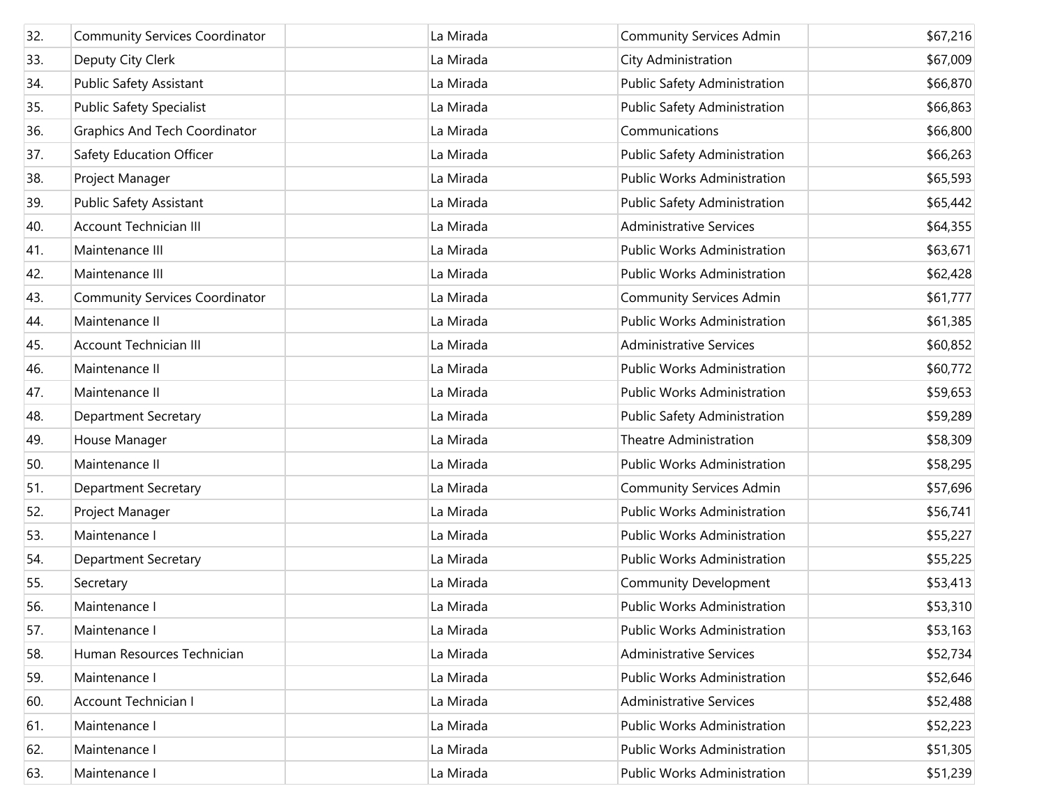| | | | | | |
|---|---|---|---|---|---|
| 32. | Community Services Coordinator | | La Mirada | Community Services Admin | $67,216 |
| 33. | Deputy City Clerk | | La Mirada | City Administration | $67,009 |
| 34. | Public Safety Assistant | | La Mirada | Public Safety Administration | $66,870 |
| 35. | Public Safety Specialist | | La Mirada | Public Safety Administration | $66,863 |
| 36. | Graphics And Tech Coordinator | | La Mirada | Communications | $66,800 |
| 37. | Safety Education Officer | | La Mirada | Public Safety Administration | $66,263 |
| 38. | Project Manager | | La Mirada | Public Works Administration | $65,593 |
| 39. | Public Safety Assistant | | La Mirada | Public Safety Administration | $65,442 |
| 40. | Account Technician III | | La Mirada | Administrative Services | $64,355 |
| 41. | Maintenance III | | La Mirada | Public Works Administration | $63,671 |
| 42. | Maintenance III | | La Mirada | Public Works Administration | $62,428 |
| 43. | Community Services Coordinator | | La Mirada | Community Services Admin | $61,777 |
| 44. | Maintenance II | | La Mirada | Public Works Administration | $61,385 |
| 45. | Account Technician III | | La Mirada | Administrative Services | $60,852 |
| 46. | Maintenance II | | La Mirada | Public Works Administration | $60,772 |
| 47. | Maintenance II | | La Mirada | Public Works Administration | $59,653 |
| 48. | Department Secretary | | La Mirada | Public Safety Administration | $59,289 |
| 49. | House Manager | | La Mirada | Theatre Administration | $58,309 |
| 50. | Maintenance II | | La Mirada | Public Works Administration | $58,295 |
| 51. | Department Secretary | | La Mirada | Community Services Admin | $57,696 |
| 52. | Project Manager | | La Mirada | Public Works Administration | $56,741 |
| 53. | Maintenance I | | La Mirada | Public Works Administration | $55,227 |
| 54. | Department Secretary | | La Mirada | Public Works Administration | $55,225 |
| 55. | Secretary | | La Mirada | Community Development | $53,413 |
| 56. | Maintenance I | | La Mirada | Public Works Administration | $53,310 |
| 57. | Maintenance I | | La Mirada | Public Works Administration | $53,163 |
| 58. | Human Resources Technician | | La Mirada | Administrative Services | $52,734 |
| 59. | Maintenance I | | La Mirada | Public Works Administration | $52,646 |
| 60. | Account Technician I | | La Mirada | Administrative Services | $52,488 |
| 61. | Maintenance I | | La Mirada | Public Works Administration | $52,223 |
| 62. | Maintenance I | | La Mirada | Public Works Administration | $51,305 |
| 63. | Maintenance I | | La Mirada | Public Works Administration | $51,239 |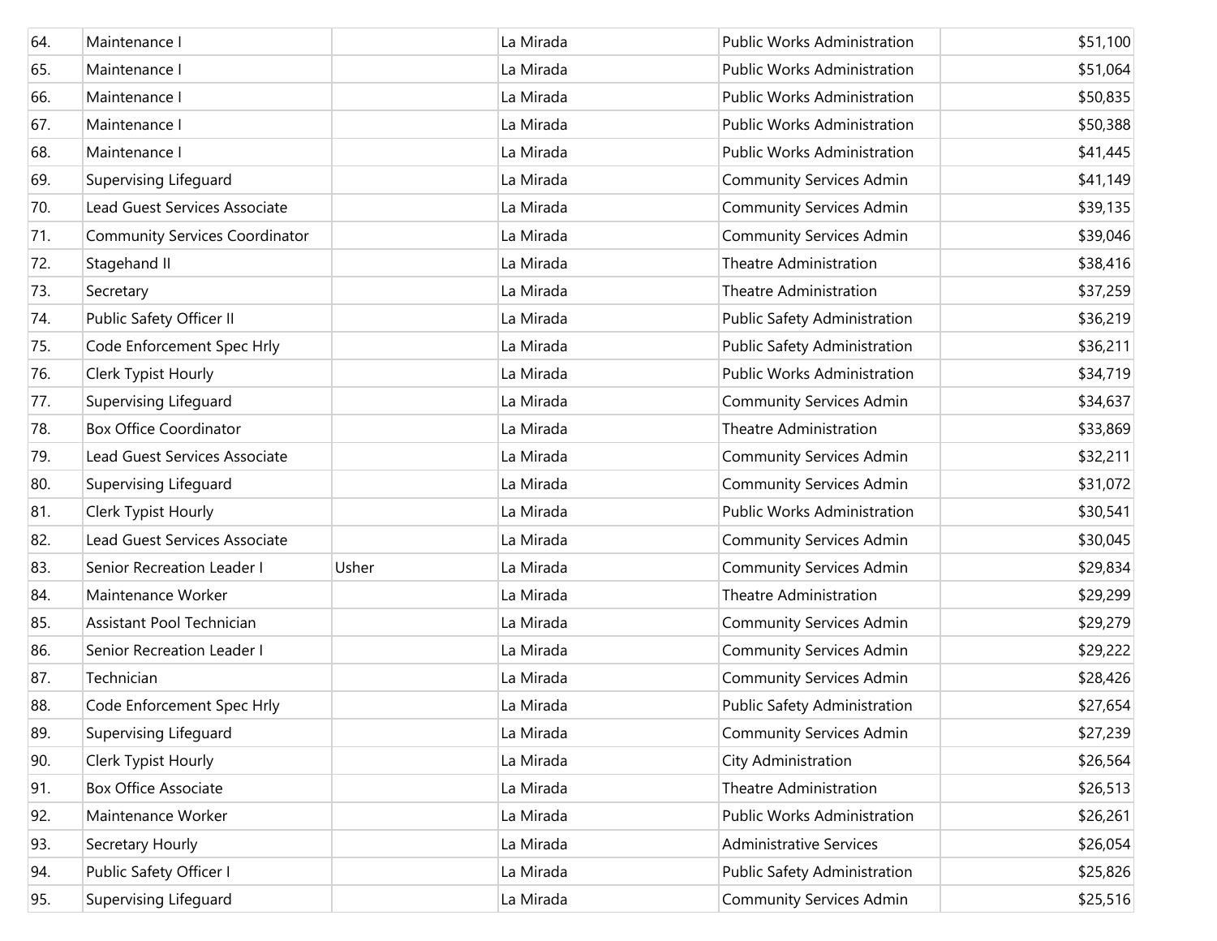| | | | | | |
|---|---|---|---|---|---|
| 64. | Maintenance I | | La Mirada | Public Works Administration | $51,100 |
| 65. | Maintenance I | | La Mirada | Public Works Administration | $51,064 |
| 66. | Maintenance I | | La Mirada | Public Works Administration | $50,835 |
| 67. | Maintenance I | | La Mirada | Public Works Administration | $50,388 |
| 68. | Maintenance I | | La Mirada | Public Works Administration | $41,445 |
| 69. | Supervising Lifeguard | | La Mirada | Community Services Admin | $41,149 |
| 70. | Lead Guest Services Associate | | La Mirada | Community Services Admin | $39,135 |
| 71. | Community Services Coordinator | | La Mirada | Community Services Admin | $39,046 |
| 72. | Stagehand II | | La Mirada | Theatre Administration | $38,416 |
| 73. | Secretary | | La Mirada | Theatre Administration | $37,259 |
| 74. | Public Safety Officer II | | La Mirada | Public Safety Administration | $36,219 |
| 75. | Code Enforcement Spec Hrly | | La Mirada | Public Safety Administration | $36,211 |
| 76. | Clerk Typist Hourly | | La Mirada | Public Works Administration | $34,719 |
| 77. | Supervising Lifeguard | | La Mirada | Community Services Admin | $34,637 |
| 78. | Box Office Coordinator | | La Mirada | Theatre Administration | $33,869 |
| 79. | Lead Guest Services Associate | | La Mirada | Community Services Admin | $32,211 |
| 80. | Supervising Lifeguard | | La Mirada | Community Services Admin | $31,072 |
| 81. | Clerk Typist Hourly | | La Mirada | Public Works Administration | $30,541 |
| 82. | Lead Guest Services Associate | | La Mirada | Community Services Admin | $30,045 |
| 83. | Senior Recreation Leader I | Usher | La Mirada | Community Services Admin | $29,834 |
| 84. | Maintenance Worker | | La Mirada | Theatre Administration | $29,299 |
| 85. | Assistant Pool Technician | | La Mirada | Community Services Admin | $29,279 |
| 86. | Senior Recreation Leader I | | La Mirada | Community Services Admin | $29,222 |
| 87. | Technician | | La Mirada | Community Services Admin | $28,426 |
| 88. | Code Enforcement Spec Hrly | | La Mirada | Public Safety Administration | $27,654 |
| 89. | Supervising Lifeguard | | La Mirada | Community Services Admin | $27,239 |
| 90. | Clerk Typist Hourly | | La Mirada | City Administration | $26,564 |
| 91. | Box Office Associate | | La Mirada | Theatre Administration | $26,513 |
| 92. | Maintenance Worker | | La Mirada | Public Works Administration | $26,261 |
| 93. | Secretary Hourly | | La Mirada | Administrative Services | $26,054 |
| 94. | Public Safety Officer I | | La Mirada | Public Safety Administration | $25,826 |
| 95. | Supervising Lifeguard | | La Mirada | Community Services Admin | $25,516 |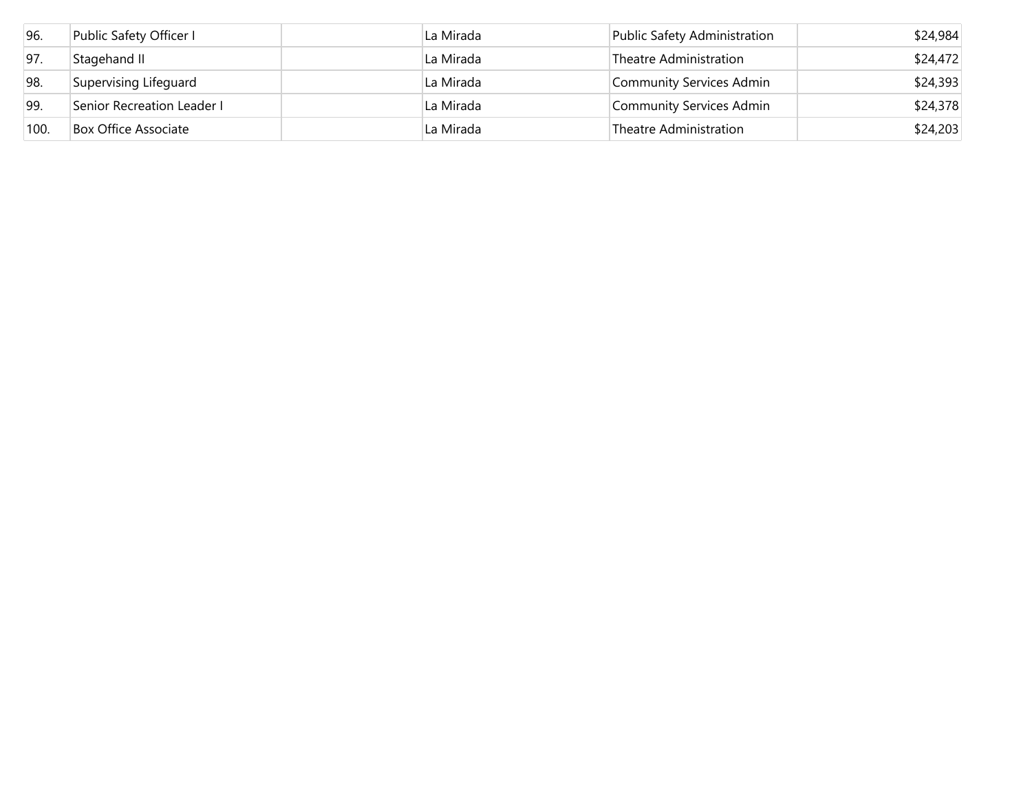| | | | | | |
|---|---|---|---|---|---|
| 96. | Public Safety Officer I | | La Mirada | Public Safety Administration | $24,984 |
| 97. | Stagehand II | | La Mirada | Theatre Administration | $24,472 |
| 98. | Supervising Lifeguard | | La Mirada | Community Services Admin | $24,393 |
| 99. | Senior Recreation Leader I | | La Mirada | Community Services Admin | $24,378 |
| 100. | Box Office Associate | | La Mirada | Theatre Administration | $24,203 |